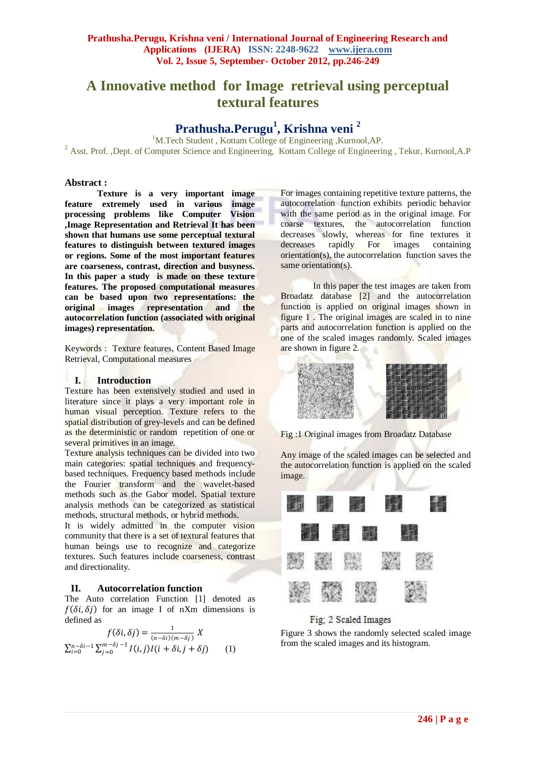# A Innovative method for Image retrieval using perceptual textural features

## Prathusha.Perugu[1], Krishna veni [2]

[1]M.Tech Student , Kottam College of Engineering ,Kurnool,AP.

[2] Asst. Prof. ,Dept. of Computer Science and Engineering, Kottam College of Engineering , Tekur, Kurnool,A.P

### Abstract :

**Texture is a very important image feature extremely used in various image processing problems like Computer Vision ,Image Representation and Retrieval It has been shown that humans use some perceptual textural features to distinguish between textured images or regions. Some of the most important features are coarseness, contrast, direction and busyness. In this paper a study is made on these texture features. The proposed computational measures can be based upon two representations: the original images representation and the autocorrelation function (associated with original images) representation.**

Keywords : Texture features, Content Based Image Retrieval, Computational measures

## I. Introduction

Texture has been extensively studied and used in literature since it plays a very important role in human visual perception. Texture refers to the spatial distribution of grey-levels and can be defined as the deterministic or random repetition of one or several primitives in an image.

Texture analysis techniques can be divided into two main categories: spatial techniques and frequency-based techniques. Frequency based methods include the Fourier transform and the wavelet-based methods such as the Gabor model. Spatial texture analysis methods can be categorized as statistical methods, structural methods, or hybrid methods.

It is widely admitted in the computer vision community that there is a set of textural features that human beings use to recognize and categorize textures. Such features include coarseness, contrast and directionality.

## II. Autocorrelation function

The Auto correlation Function [1] denoted as $f(\delta i, \delta j)$ for an image I of nXm dimensions is defined as

$$f(\delta i, \delta j) = \frac{1}{(n-\delta i)(m-\delta j)} X \sum_{i=0}^{n-\delta i-1} \sum_{j=0}^{m-\delta j-1} I(i,j) I(i+\delta i, j+\delta j) \qquad (1)$$

For images containing repetitive texture patterns, the autocorrelation function exhibits periodic behavior with the same period as in the original image. For coarse textures, the autocorrelation function decreases slowly, whereas for fine textures it decreases rapidly For images containing orientation(s), the autocorrelation function saves the same orientation(s).

In this paper the test images are taken from Broadatz database [2] and the autocorrelation function is applied on original images shown in figure 1 . The original images are scaled in to nine parts and autocorrelation function is applied on the one of the scaled images randomly. Scaled images are shown in figure 2.

Fig :1 Original images from Broadatz Database

Any image of the scaled images can be selected and the autocorrelation function is applied on the scaled image.

Fig: 2 Scaled Images

Figure 3 shows the randomly selected scaled image from the scaled images and its histogram.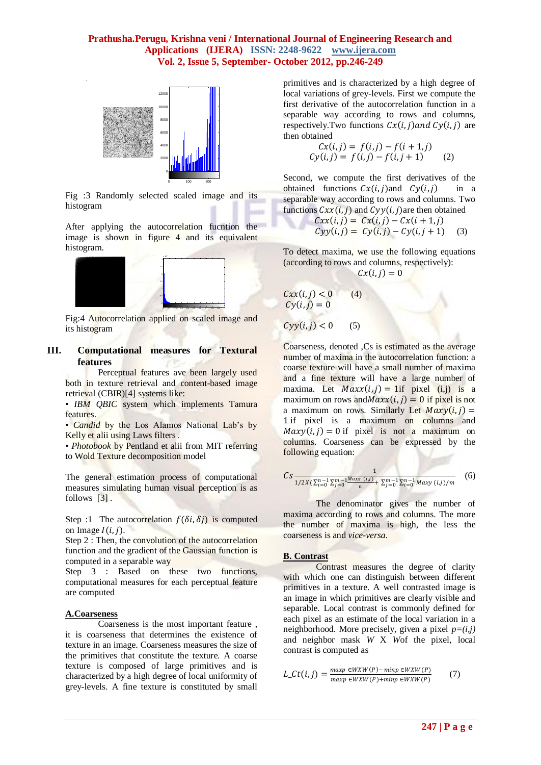Fig :3 Randomly selected scaled image and its histogram

After applying the autocorrelation fucntion the image is shown in figure 4 and its equivalent histogram.

Fig:4 Autocorrelation applied on scaled image and its histogram

## III. Computational measures for Textural features

Perceptual features ave been largely used both in texture retrieval and content-based image retrieval (CBIR)[4] systems like:

- *IBM QBIC* system which implements Tamura features.
- *Candid* by the Los Alamos National Lab's by Kelly et alii using Laws filters .
- *Photobook* by Pentland et alii from MIT referring to Wold Texture decomposition model

The general estimation process of computational measures simulating human visual perception is as follows [3] .

Step :1 The autocorrelation $f(\delta i, \delta j)$ is computed on Image $I(i,j)$.
Step 2 : Then, the convolution of the autocorrelation function and the gradient of the Gaussian function is computed in a separable way
Step 3 : Based on these two functions, computational measures for each perceptual feature are computed

### A.Coarseness

Coarseness is the most important feature , it is coarseness that determines the existence of texture in an image. Coarseness measures the size of the primitives that constitute the texture. A coarse texture is composed of large primitives and is characterized by a high degree of local uniformity of grey-levels. A fine texture is constituted by small primitives and is characterized by a high degree of local variations of grey-levels. First we compute the first derivative of the autocorrelation function in a separable way according to rows and columns, respectively.Two functions $Cx(i,j) and\ Cy(i,j)$ are then obtained

$$Cx(i,j) = f(i,j) - f(i+1,j)$$
$$Cy(i,j) = f(i,j) - f(i,j+1) \qquad (2)$$

Second, we compute the first derivatives of the obtained functions $Cx(i,j)$and $Cy(i,j)$ in a separable way according to rows and columns. Two functions $Cxx(i,j)$ and $Cyy(i,j)$are then obtained

$$Cxx(i,j) = Cx(i,j) - Cx(i+1,j)$$
$$Cyy(i,j) = Cy(i,j) - Cy(i,j+1) \qquad (3)$$

To detect maxima, we use the following equations (according to rows and columns, respectively):

$$Cx(i,j) = 0$$

$$Cxx(i,j) < 0 \qquad (4)$$

$$Cy(i,j) = 0$$

$$Cyy(i,j) < 0 \qquad (5)$$

Coarseness, denoted ,Cs is estimated as the average number of maxima in the autocorrelation function: a coarse texture will have a small number of maxima and a fine texture will have a large number of maxima. Let $Maxx(i,j) = 1$if pixel (i,j) is a maximum on rows and$Maxx(i,j) = 0$ if pixel is not a maximum on rows. Similarly Let $Maxy(i,j) = 1$ if pixel is a maximum on columns and $Maxy(i,j) = 0$ if pixel is not a maximum on columns. Coarseness can be expressed by the following equation:

$$Cs \frac{1}{1/2X(\sum_{i=0}^{n-1}\sum_{j=0}^{m-1}\frac{Maxx\ (i,j)}{n} + \sum_{j=0}^{m-1}\sum_{i=0}^{n-1} Maxy\ (i,j)/m} \qquad (6)$$

The denominator gives the number of maxima according to rows and columns. The more the number of maxima is high, the less the coarseness is and *vice-versa*.

### B. Contrast

Contrast measures the degree of clarity with which one can distinguish between different primitives in a texture. A well contrasted image is an image in which primitives are clearly visible and separable. Local contrast is commonly defined for each pixel as an estimate of the local variation in a neighborhood. More precisely, given a pixel $p=(i,j)$ and neighbor mask $W$ X $W$of the pixel, local contrast is computed as

$$L\_Ct(i,j) = \frac{\max p \in WXW(P) - \min p \in WXW(P)}{\max p \in WXW(P) + \min p \in WXW(P)} \qquad (7)$$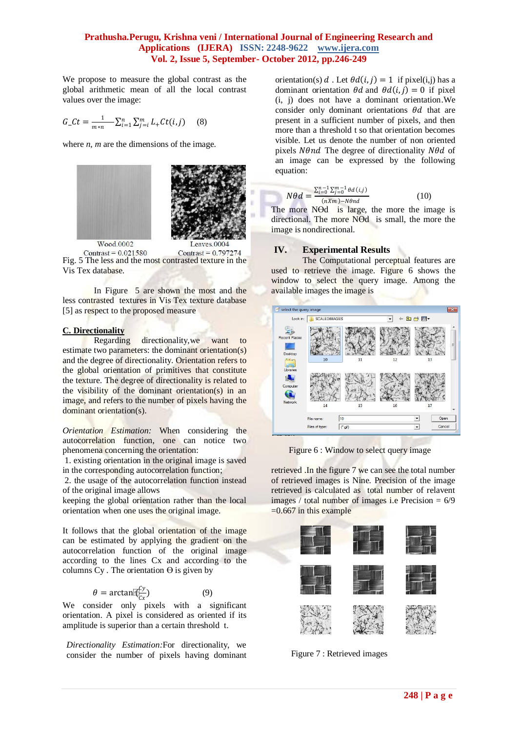We propose to measure the global contrast as the global arithmetic mean of all the local contrast values over the image:

$$G\_Ct = \frac{1}{m*n}\sum_{i=1}^{n}\sum_{j=i}^{m} L_{+}Ct(i,j) \quad (8)$$

where *n*, *m* are the dimensions of the image.

Wood.0002
Contrast = 0.021580

Leaves.0004
Contrast = 0.797274

Fig. 5 The less and the most contrasted texture in the Vis Tex database.

In Figure 5 are shown the most and the less contrasted textures in Vis Tex texture database [5] as respect to the proposed measure

### C. Directionality

Regarding directionality,we want to estimate two parameters: the dominant orientation(s) and the degree of directionality. Orientation refers to the global orientation of primitives that constitute the texture. The degree of directionality is related to the visibility of the dominant orientation(s) in an image, and refers to the number of pixels having the dominant orientation(s).

*Orientation Estimation:* When considering the autocorrelation function, one can notice two phenomena concerning the orientation:

1. existing orientation in the original image is saved in the corresponding autocorrelation function;
2. the usage of the autocorrelation function instead of the original image allows keeping the global orientation rather than the local orientation when one uses the original image.

It follows that the global orientation of the image can be estimated by applying the gradient on the autocorrelation function of the original image according to the lines Cx and according to the columns Cy . The orientation Ө is given by

$$\theta = \arctan(\frac{Cy}{Cx}) \quad (9)$$

We consider only pixels with a significant orientation. A pixel is considered as oriented if its amplitude is superior than a certain threshold t.

*Directionality Estimation:* For directionality, we consider the number of pixels having dominant orientation(s) $d$ . Let $\theta d(i,j) = 1$ if pixel(i,j) has a dominant orientation $\theta d$ and $\theta d(i,j) = 0$ if pixel (i, j) does not have a dominant orientation.We consider only dominant orientations $\theta d$ that are present in a sufficient number of pixels, and then more than a threshold t so that orientation becomes visible. Let us denote the number of non oriented pixels $N\theta nd$ The degree of directionality $N\theta d$ of an image can be expressed by the following equation:

$$N\theta d = \frac{\sum_{i=0}^{n-1}\sum_{j=0}^{m-1}\theta d(i,j)}{(nXm)-N\theta nd} \quad (10)$$

The more NӨd is large, the more the image is directional. The more NӨd is small, the more the image is nondirectional.

## IV. Experimental Results

The Computational perceptual features are used to retrieve the image. Figure 6 shows the window to select the query image. Among the available images the image is

Figure 6 : Window to select query image

retrieved .In the figure 7 we can see the total number of retrieved images is Nine. Precision of the image retrieved is calculated as total number of relavent images / total number of images i.e Precision = 6/9 =0.667 in this example

Figure 7 : Retrieved images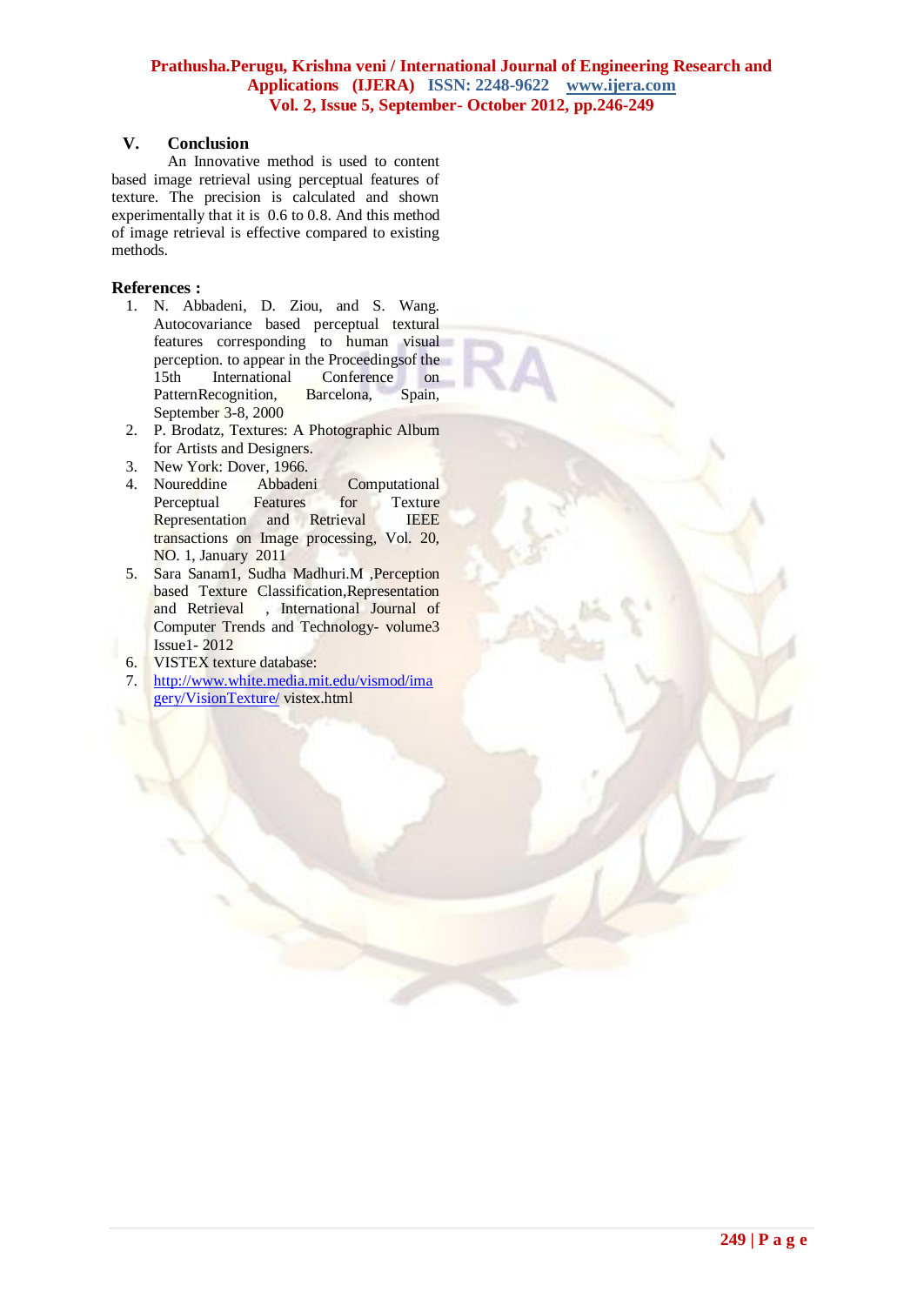## V. Conclusion

An Innovative method is used to content based image retrieval using perceptual features of texture. The precision is calculated and shown experimentally that it is 0.6 to 0.8. And this method of image retrieval is effective compared to existing methods.

## References :

1. N. Abbadeni, D. Ziou, and S. Wang. Autocovariance based perceptual textural features corresponding to human visual perception. to appear in the Proceedingsof the 15th International Conference on PatternRecognition, Barcelona, Spain, September 3-8, 2000
2. P. Brodatz, Textures: A Photographic Album for Artists and Designers.
3. New York: Dover, 1966.
4. Noureddine Abbadeni Computational Perceptual Features for Texture Representation and Retrieval IEEE transactions on Image processing, Vol. 20, NO. 1, January 2011
5. Sara Sanam1, Sudha Madhuri.M ,Perception based Texture Classification,Representation and Retrieval , International Journal of Computer Trends and Technology- volume3 Issue1- 2012
6. VISTEX texture database:
7. [http://www.white.media.mit.edu/vismod/imagery/VisionTexture/](http://www.white.media.mit.edu/vismod/imagery/VisionTexture/) vistex.html